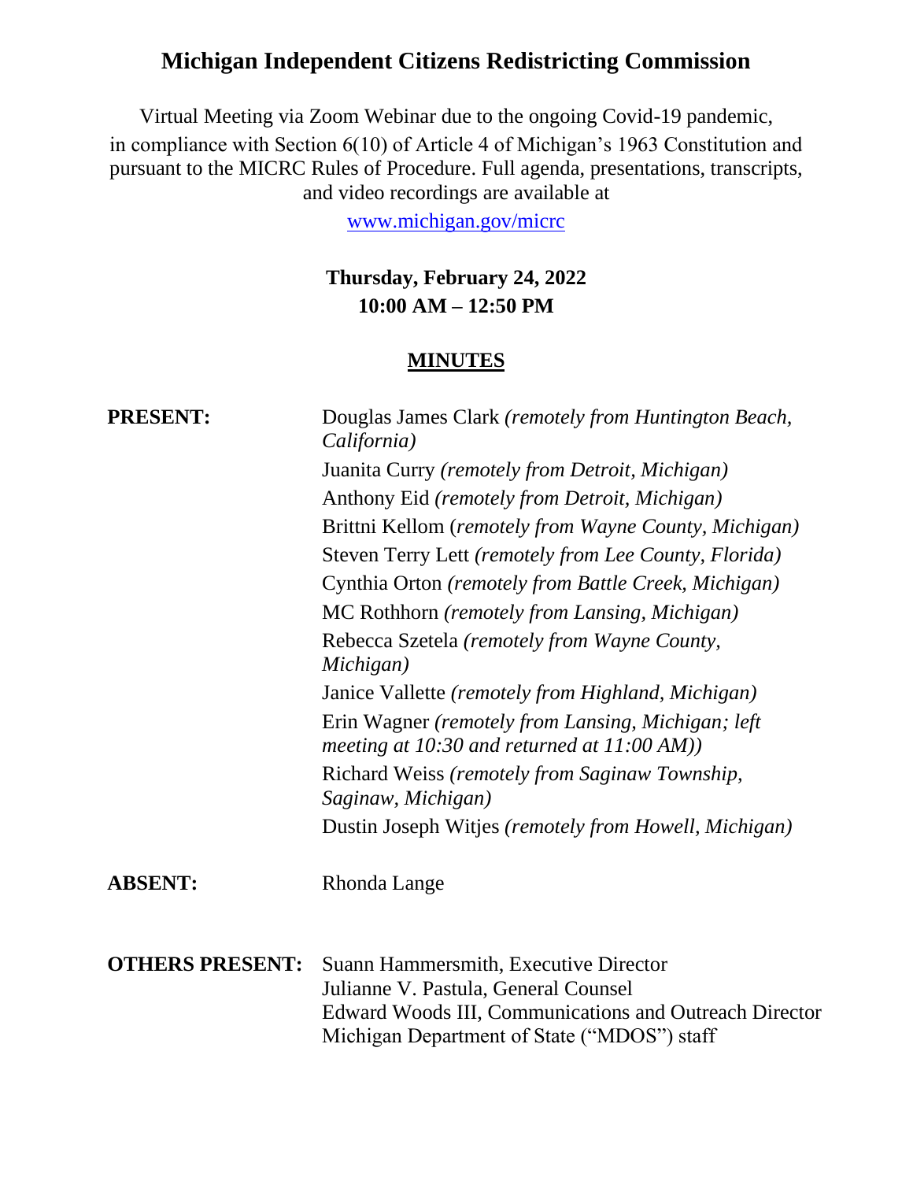# Michigan Independent Citizens Redistricting Commission

Virtual Meeting via Zoom Webinar due to the ongoing Covid-19 pandemic, in compliance with Section 6(10) of Article 4 of Michigan's 1963 Constitution and pursuant to the MICRC Rules of Procedure. Full agenda, presentations, transcripts, and video recordings are available at

www.michigan.gov/micrc

**Thursday, February 24, 2022**
**10:00 AM – 12:50 PM**

## MINUTES

**PRESENT:**

Douglas James Clark *(remotely from Huntington Beach, California)*
Juanita Curry *(remotely from Detroit, Michigan)*
Anthony Eid *(remotely from Detroit, Michigan)*
Brittni Kellom (*remotely from Wayne County, Michigan)*
Steven Terry Lett *(remotely from Lee County, Florida)*
Cynthia Orton *(remotely from Battle Creek, Michigan)*
MC Rothhorn *(remotely from Lansing, Michigan)*
Rebecca Szetela *(remotely from Wayne County, Michigan)*
Janice Vallette *(remotely from Highland, Michigan)*
Erin Wagner *(remotely from Lansing, Michigan; left meeting at 10:30 and returned at 11:00 AM))*
Richard Weiss *(remotely from Saginaw Township, Saginaw, Michigan)*
Dustin Joseph Witjes *(remotely from Howell, Michigan)*

**ABSENT:**

Rhonda Lange

**OTHERS PRESENT:**

Suann Hammersmith, Executive Director
Julianne V. Pastula, General Counsel
Edward Woods III, Communications and Outreach Director
Michigan Department of State ("MDOS") staff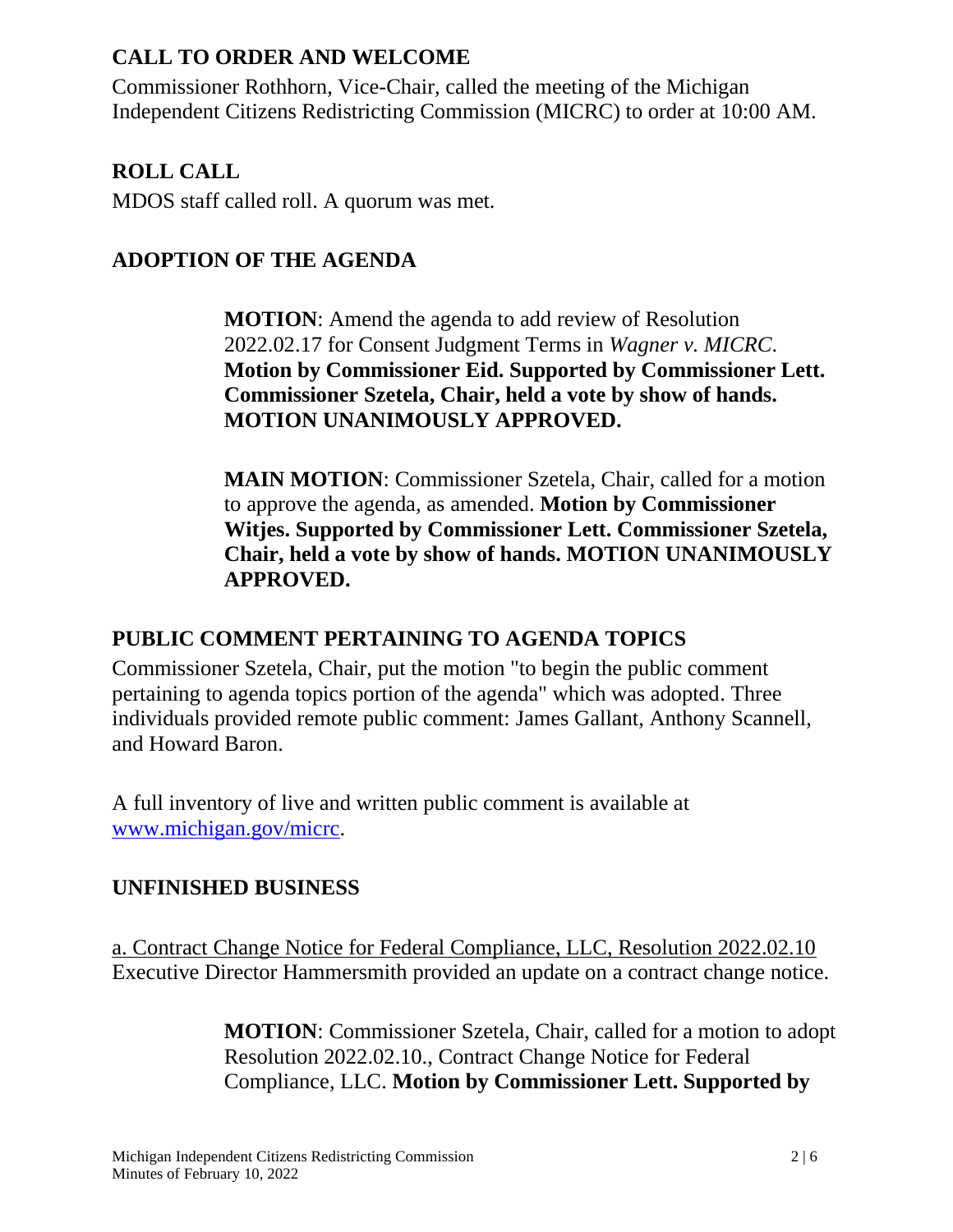## CALL TO ORDER AND WELCOME

Commissioner Rothhorn, Vice-Chair, called the meeting of the Michigan Independent Citizens Redistricting Commission (MICRC) to order at 10:00 AM.

## ROLL CALL

MDOS staff called roll. A quorum was met.

## ADOPTION OF THE AGENDA

> **MOTION**: Amend the agenda to add review of Resolution 2022.02.17 for Consent Judgment Terms in *Wagner v. MICRC*. **Motion by Commissioner Eid. Supported by Commissioner Lett. Commissioner Szetela, Chair, held a vote by show of hands. MOTION UNANIMOUSLY APPROVED.**

> **MAIN MOTION**: Commissioner Szetela, Chair, called for a motion to approve the agenda, as amended. **Motion by Commissioner Witjes. Supported by Commissioner Lett. Commissioner Szetela, Chair, held a vote by show of hands. MOTION UNANIMOUSLY APPROVED.**

## PUBLIC COMMENT PERTAINING TO AGENDA TOPICS

Commissioner Szetela, Chair, put the motion "to begin the public comment pertaining to agenda topics portion of the agenda" which was adopted. Three individuals provided remote public comment: James Gallant, Anthony Scannell, and Howard Baron.

A full inventory of live and written public comment is available at [www.michigan.gov/micrc](http://www.michigan.gov/micrc).

## UNFINISHED BUSINESS

<u>a. Contract Change Notice for Federal Compliance, LLC, Resolution 2022.02.10</u>
Executive Director Hammersmith provided an update on a contract change notice.

> **MOTION**: Commissioner Szetela, Chair, called for a motion to adopt Resolution 2022.02.10., Contract Change Notice for Federal Compliance, LLC. **Motion by Commissioner Lett. Supported by**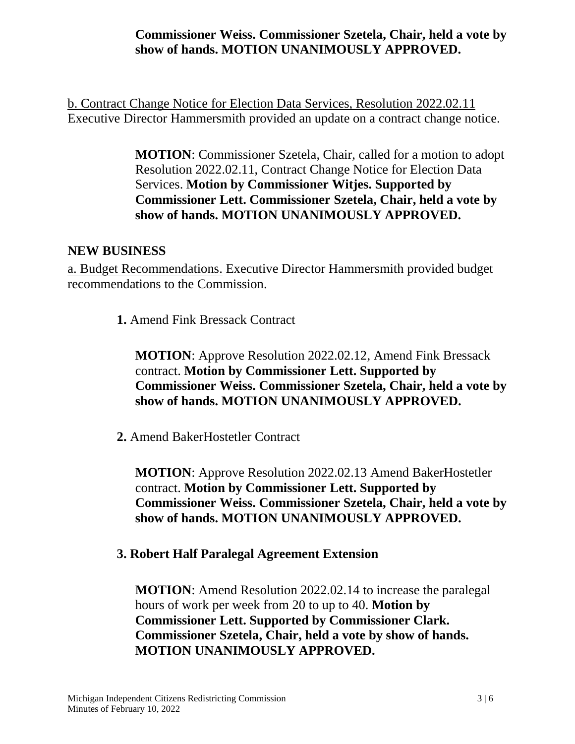**Commissioner Weiss. Commissioner Szetela, Chair, held a vote by show of hands. MOTION UNANIMOUSLY APPROVED.**

b. Contract Change Notice for Election Data Services, Resolution 2022.02.11
Executive Director Hammersmith provided an update on a contract change notice.

> **MOTION**: Commissioner Szetela, Chair, called for a motion to adopt Resolution 2022.02.11, Contract Change Notice for Election Data Services. **Motion by Commissioner Witjes. Supported by Commissioner Lett. Commissioner Szetela, Chair, held a vote by show of hands. MOTION UNANIMOUSLY APPROVED.**

## NEW BUSINESS

a. Budget Recommendations. Executive Director Hammersmith provided budget recommendations to the Commission.

**1.** Amend Fink Bressack Contract

> **MOTION**: Approve Resolution 2022.02.12, Amend Fink Bressack contract. **Motion by Commissioner Lett. Supported by Commissioner Weiss. Commissioner Szetela, Chair, held a vote by show of hands. MOTION UNANIMOUSLY APPROVED.**

**2.** Amend BakerHostetler Contract

> **MOTION**: Approve Resolution 2022.02.13 Amend BakerHostetler contract. **Motion by Commissioner Lett. Supported by Commissioner Weiss. Commissioner Szetela, Chair, held a vote by show of hands. MOTION UNANIMOUSLY APPROVED.**

**3. Robert Half Paralegal Agreement Extension**

> **MOTION**: Amend Resolution 2022.02.14 to increase the paralegal hours of work per week from 20 to up to 40. **Motion by Commissioner Lett. Supported by Commissioner Clark. Commissioner Szetela, Chair, held a vote by show of hands. MOTION UNANIMOUSLY APPROVED.**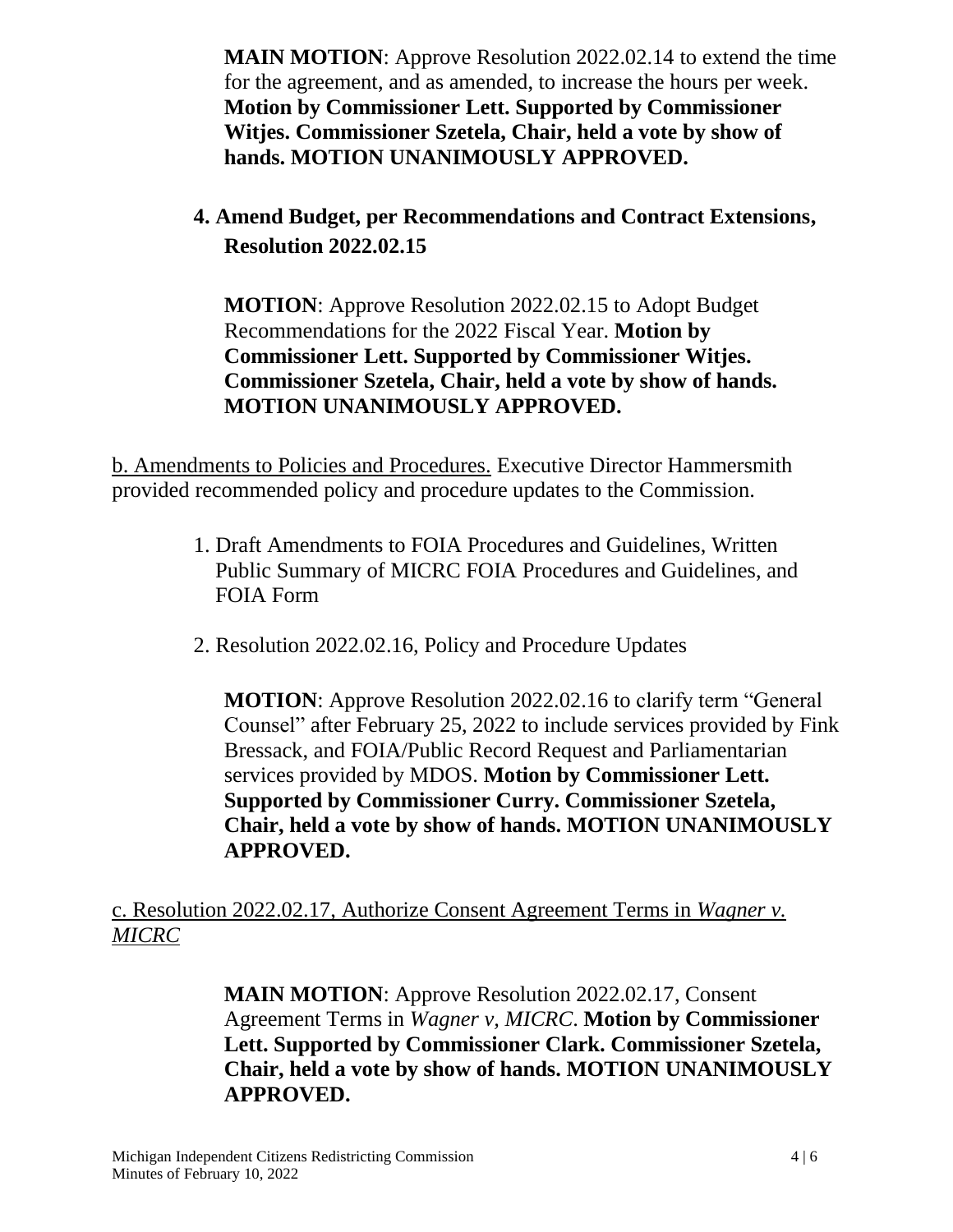**MAIN MOTION**: Approve Resolution 2022.02.14 to extend the time for the agreement, and as amended, to increase the hours per week. **Motion by Commissioner Lett. Supported by Commissioner Witjes. Commissioner Szetela, Chair, held a vote by show of hands. MOTION UNANIMOUSLY APPROVED.**

**4. Amend Budget, per Recommendations and Contract Extensions, Resolution 2022.02.15**

**MOTION**: Approve Resolution 2022.02.15 to Adopt Budget Recommendations for the 2022 Fiscal Year. **Motion by Commissioner Lett. Supported by Commissioner Witjes. Commissioner Szetela, Chair, held a vote by show of hands. MOTION UNANIMOUSLY APPROVED.**

<u>b. Amendments to Policies and Procedures.</u> Executive Director Hammersmith provided recommended policy and procedure updates to the Commission.

1. Draft Amendments to FOIA Procedures and Guidelines, Written Public Summary of MICRC FOIA Procedures and Guidelines, and FOIA Form
2. Resolution 2022.02.16, Policy and Procedure Updates

**MOTION**: Approve Resolution 2022.02.16 to clarify term "General Counsel" after February 25, 2022 to include services provided by Fink Bressack, and FOIA/Public Record Request and Parliamentarian services provided by MDOS. **Motion by Commissioner Lett. Supported by Commissioner Curry. Commissioner Szetela, Chair, held a vote by show of hands. MOTION UNANIMOUSLY APPROVED.**

<u>c. Resolution 2022.02.17, Authorize Consent Agreement Terms in *Wagner v. MICRC*</u>

**MAIN MOTION**: Approve Resolution 2022.02.17, Consent Agreement Terms in *Wagner v, MICRC*. **Motion by Commissioner Lett. Supported by Commissioner Clark. Commissioner Szetela, Chair, held a vote by show of hands. MOTION UNANIMOUSLY APPROVED.**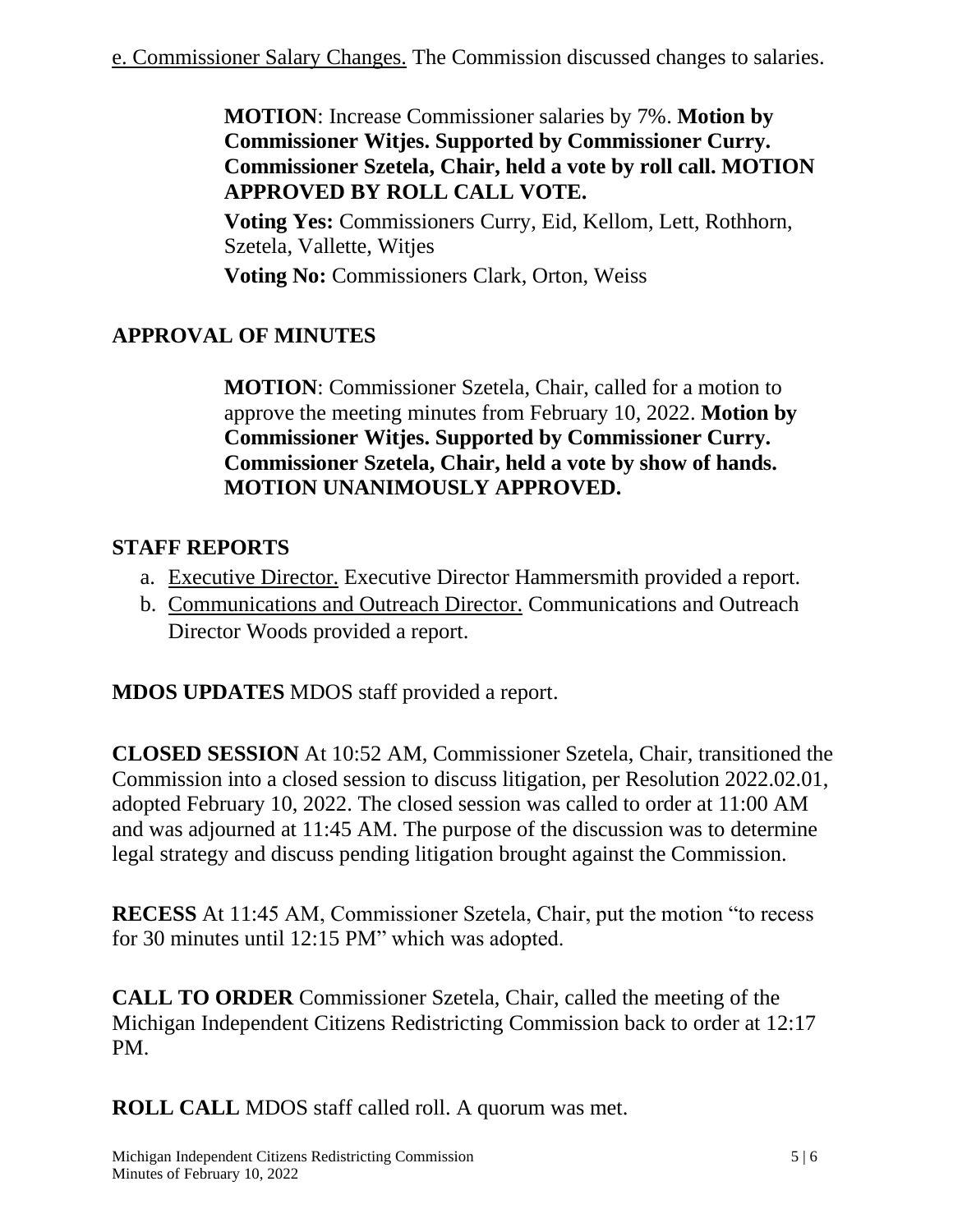e. Commissioner Salary Changes. The Commission discussed changes to salaries.

> **MOTION**: Increase Commissioner salaries by 7%. **Motion by Commissioner Witjes. Supported by Commissioner Curry. Commissioner Szetela, Chair, held a vote by roll call. MOTION APPROVED BY ROLL CALL VOTE.**
>
> **Voting Yes:** Commissioners Curry, Eid, Kellom, Lett, Rothhorn, Szetela, Vallette, Witjes
>
> **Voting No:** Commissioners Clark, Orton, Weiss

## APPROVAL OF MINUTES

> **MOTION**: Commissioner Szetela, Chair, called for a motion to approve the meeting minutes from February 10, 2022. **Motion by Commissioner Witjes. Supported by Commissioner Curry. Commissioner Szetela, Chair, held a vote by show of hands. MOTION UNANIMOUSLY APPROVED.**

## STAFF REPORTS

a. Executive Director. Executive Director Hammersmith provided a report.
b. Communications and Outreach Director. Communications and Outreach Director Woods provided a report.

**MDOS UPDATES** MDOS staff provided a report.

**CLOSED SESSION** At 10:52 AM, Commissioner Szetela, Chair, transitioned the Commission into a closed session to discuss litigation, per Resolution 2022.02.01, adopted February 10, 2022. The closed session was called to order at 11:00 AM and was adjourned at 11:45 AM. The purpose of the discussion was to determine legal strategy and discuss pending litigation brought against the Commission.

**RECESS** At 11:45 AM, Commissioner Szetela, Chair, put the motion "to recess for 30 minutes until 12:15 PM" which was adopted.

**CALL TO ORDER** Commissioner Szetela, Chair, called the meeting of the Michigan Independent Citizens Redistricting Commission back to order at 12:17 PM.

**ROLL CALL** MDOS staff called roll. A quorum was met.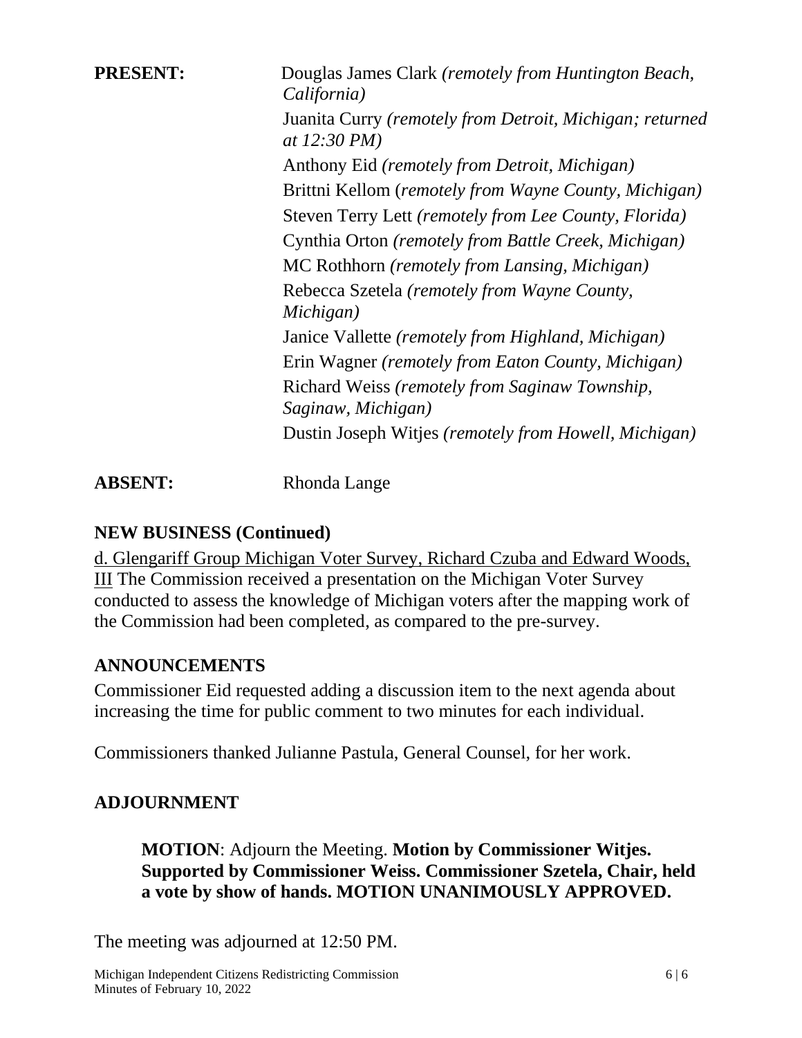**PRESENT:**

Douglas James Clark *(remotely from Huntington Beach, California)*
Juanita Curry *(remotely from Detroit, Michigan; returned at 12:30 PM)*
Anthony Eid *(remotely from Detroit, Michigan)*
Brittni Kellom (*remotely from Wayne County, Michigan)*
Steven Terry Lett *(remotely from Lee County, Florida)*
Cynthia Orton *(remotely from Battle Creek, Michigan)*
MC Rothhorn *(remotely from Lansing, Michigan)*
Rebecca Szetela *(remotely from Wayne County, Michigan)*
Janice Vallette *(remotely from Highland, Michigan)*
Erin Wagner *(remotely from Eaton County, Michigan)*
Richard Weiss *(remotely from Saginaw Township, Saginaw, Michigan)*
Dustin Joseph Witjes *(remotely from Howell, Michigan)*

**ABSENT:** Rhonda Lange

## NEW BUSINESS (Continued)

<u>d. Glengariff Group Michigan Voter Survey, Richard Czuba and Edward Woods, III</u> The Commission received a presentation on the Michigan Voter Survey conducted to assess the knowledge of Michigan voters after the mapping work of the Commission had been completed, as compared to the pre-survey.

## ANNOUNCEMENTS

Commissioner Eid requested adding a discussion item to the next agenda about increasing the time for public comment to two minutes for each individual.

Commissioners thanked Julianne Pastula, General Counsel, for her work.

## ADJOURNMENT

> **MOTION**: Adjourn the Meeting. **Motion by Commissioner Witjes. Supported by Commissioner Weiss. Commissioner Szetela, Chair, held a vote by show of hands. MOTION UNANIMOUSLY APPROVED.**

The meeting was adjourned at 12:50 PM.